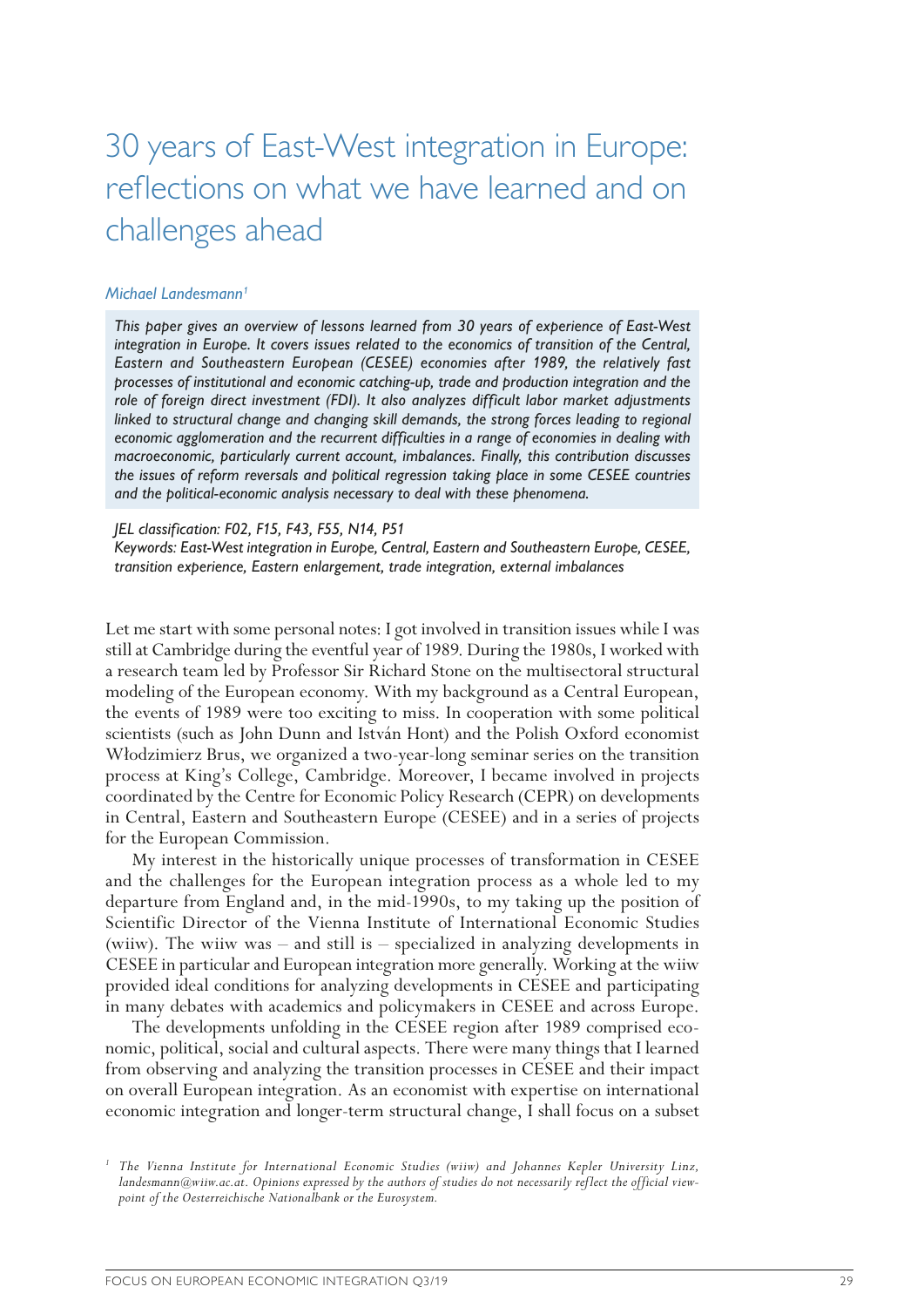# 30 years of East-West integration in Europe: reflections on what we have learned and on challenges ahead

*Michael Landesmann*[1]

*This paper gives an overview of lessons learned from 30 years of experience of East-West integration in Europe. It covers issues related to the economics of transition of the Central, Eastern and Southeastern European (CESEE) economies after 1989, the relatively fast processes of institutional and economic catching-up, trade and production integration and the role of foreign direct investment (FDI). It also analyzes difficult labor market adjustments linked to structural change and changing skill demands, the strong forces leading to regional economic agglomeration and the recurrent difficulties in a range of economies in dealing with macroeconomic, particularly current account, imbalances. Finally, this contribution discusses the issues of reform reversals and political regression taking place in some CESEE countries and the political-economic analysis necessary to deal with these phenomena.*

*JEL classification: F02, F15, F43, F55, N14, P51*
*Keywords: East-West integration in Europe, Central, Eastern and Southeastern Europe, CESEE, transition experience, Eastern enlargement, trade integration, external imbalances*

Let me start with some personal notes: I got involved in transition issues while I was still at Cambridge during the eventful year of 1989. During the 1980s, I worked with a research team led by Professor Sir Richard Stone on the multisectoral structural modeling of the European economy. With my background as a Central European, the events of 1989 were too exciting to miss. In cooperation with some political scientists (such as John Dunn and István Hont) and the Polish Oxford economist Włodzimierz Brus, we organized a two-year-long seminar series on the transition process at King's College, Cambridge. Moreover, I became involved in projects coordinated by the Centre for Economic Policy Research (CEPR) on developments in Central, Eastern and Southeastern Europe (CESEE) and in a series of projects for the European Commission.

My interest in the historically unique processes of transformation in CESEE and the challenges for the European integration process as a whole led to my departure from England and, in the mid-1990s, to my taking up the position of Scientific Director of the Vienna Institute of International Economic Studies (wiiw). The wiiw was – and still is – specialized in analyzing developments in CESEE in particular and European integration more generally. Working at the wiiw provided ideal conditions for analyzing developments in CESEE and participating in many debates with academics and policymakers in CESEE and across Europe.

The developments unfolding in the CESEE region after 1989 comprised economic, political, social and cultural aspects. There were many things that I learned from observing and analyzing the transition processes in CESEE and their impact on overall European integration. As an economist with expertise on international economic integration and longer-term structural change, I shall focus on a subset

[1] *The Vienna Institute for International Economic Studies (wiiw) and Johannes Kepler University Linz, landesmann@wiiw.ac.at. Opinions expressed by the authors of studies do not necessarily reflect the official viewpoint of the Oesterreichische Nationalbank or the Eurosystem.*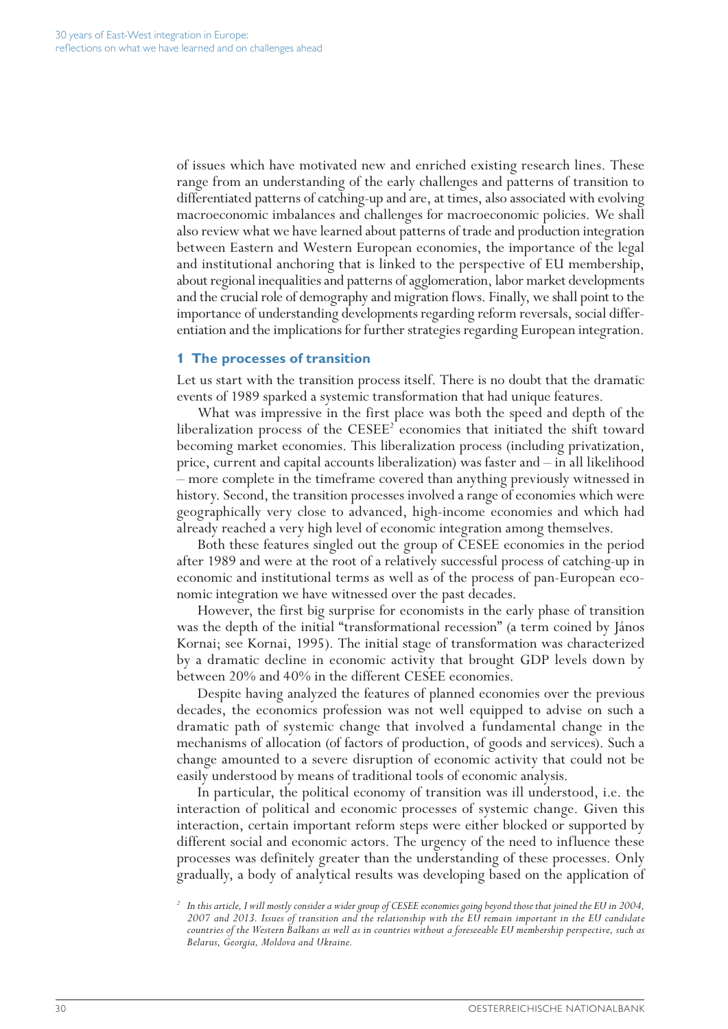of issues which have motivated new and enriched existing research lines. These range from an understanding of the early challenges and patterns of transition to differentiated patterns of catching-up and are, at times, also associated with evolving macroeconomic imbalances and challenges for macroeconomic policies. We shall also review what we have learned about patterns of trade and production integration between Eastern and Western European economies, the importance of the legal and institutional anchoring that is linked to the perspective of EU membership, about regional inequalities and patterns of agglomeration, labor market developments and the crucial role of demography and migration flows. Finally, we shall point to the importance of understanding developments regarding reform reversals, social differentiation and the implications for further strategies regarding European integration.

## 1 The processes of transition

Let us start with the transition process itself. There is no doubt that the dramatic events of 1989 sparked a systemic transformation that had unique features.

What was impressive in the first place was both the speed and depth of the liberalization process of the CESEE[2] economies that initiated the shift toward becoming market economies. This liberalization process (including privatization, price, current and capital accounts liberalization) was faster and – in all likelihood – more complete in the timeframe covered than anything previously witnessed in history. Second, the transition processes involved a range of economies which were geographically very close to advanced, high-income economies and which had already reached a very high level of economic integration among themselves.

Both these features singled out the group of CESEE economies in the period after 1989 and were at the root of a relatively successful process of catching-up in economic and institutional terms as well as of the process of pan-European economic integration we have witnessed over the past decades.

However, the first big surprise for economists in the early phase of transition was the depth of the initial "transformational recession" (a term coined by János Kornai; see Kornai, 1995). The initial stage of transformation was characterized by a dramatic decline in economic activity that brought GDP levels down by between 20% and 40% in the different CESEE economies.

Despite having analyzed the features of planned economies over the previous decades, the economics profession was not well equipped to advise on such a dramatic path of systemic change that involved a fundamental change in the mechanisms of allocation (of factors of production, of goods and services). Such a change amounted to a severe disruption of economic activity that could not be easily understood by means of traditional tools of economic analysis.

In particular, the political economy of transition was ill understood, i.e. the interaction of political and economic processes of systemic change. Given this interaction, certain important reform steps were either blocked or supported by different social and economic actors. The urgency of the need to influence these processes was definitely greater than the understanding of these processes. Only gradually, a body of analytical results was developing based on the application of

[2] *In this article, I will mostly consider a wider group of CESEE economies going beyond those that joined the EU in 2004, 2007 and 2013. Issues of transition and the relationship with the EU remain important in the EU candidate countries of the Western Balkans as well as in countries without a foreseeable EU membership perspective, such as Belarus, Georgia, Moldova and Ukraine.*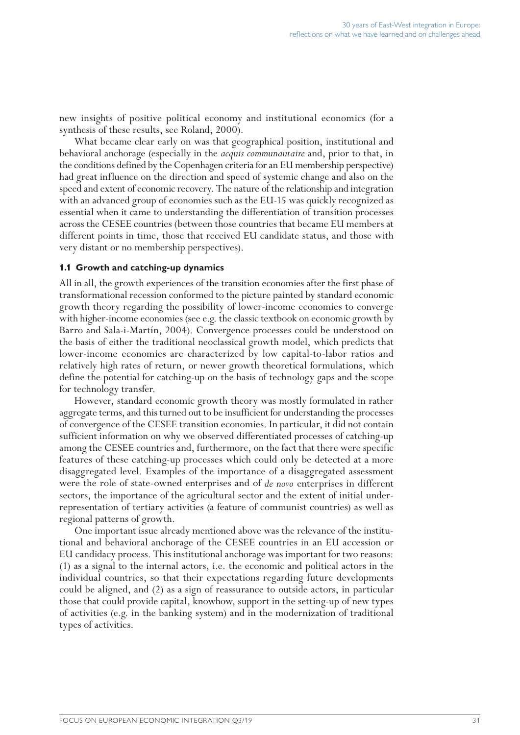new insights of positive political economy and institutional economics (for a synthesis of these results, see Roland, 2000).

What became clear early on was that geographical position, institutional and behavioral anchorage (especially in the *acquis communautaire* and, prior to that, in the conditions defined by the Copenhagen criteria for an EU membership perspective) had great influence on the direction and speed of systemic change and also on the speed and extent of economic recovery. The nature of the relationship and integration with an advanced group of economies such as the EU-15 was quickly recognized as essential when it came to understanding the differentiation of transition processes across the CESEE countries (between those countries that became EU members at different points in time, those that received EU candidate status, and those with very distant or no membership perspectives).

### 1.1 Growth and catching-up dynamics

All in all, the growth experiences of the transition economies after the first phase of transformational recession conformed to the picture painted by standard economic growth theory regarding the possibility of lower-income economies to converge with higher-income economies (see e.g. the classic textbook on economic growth by Barro and Sala-i-Martín, 2004). Convergence processes could be understood on the basis of either the traditional neoclassical growth model, which predicts that lower-income economies are characterized by low capital-to-labor ratios and relatively high rates of return, or newer growth theoretical formulations, which define the potential for catching-up on the basis of technology gaps and the scope for technology transfer.

However, standard economic growth theory was mostly formulated in rather aggregate terms, and this turned out to be insufficient for understanding the processes of convergence of the CESEE transition economies. In particular, it did not contain sufficient information on why we observed differentiated processes of catching-up among the CESEE countries and, furthermore, on the fact that there were specific features of these catching-up processes which could only be detected at a more disaggregated level. Examples of the importance of a disaggregated assessment were the role of state-owned enterprises and of *de novo* enterprises in different sectors, the importance of the agricultural sector and the extent of initial under-representation of tertiary activities (a feature of communist countries) as well as regional patterns of growth.

One important issue already mentioned above was the relevance of the institutional and behavioral anchorage of the CESEE countries in an EU accession or EU candidacy process. This institutional anchorage was important for two reasons: (1) as a signal to the internal actors, i.e. the economic and political actors in the individual countries, so that their expectations regarding future developments could be aligned, and (2) as a sign of reassurance to outside actors, in particular those that could provide capital, knowhow, support in the setting-up of new types of activities (e.g. in the banking system) and in the modernization of traditional types of activities.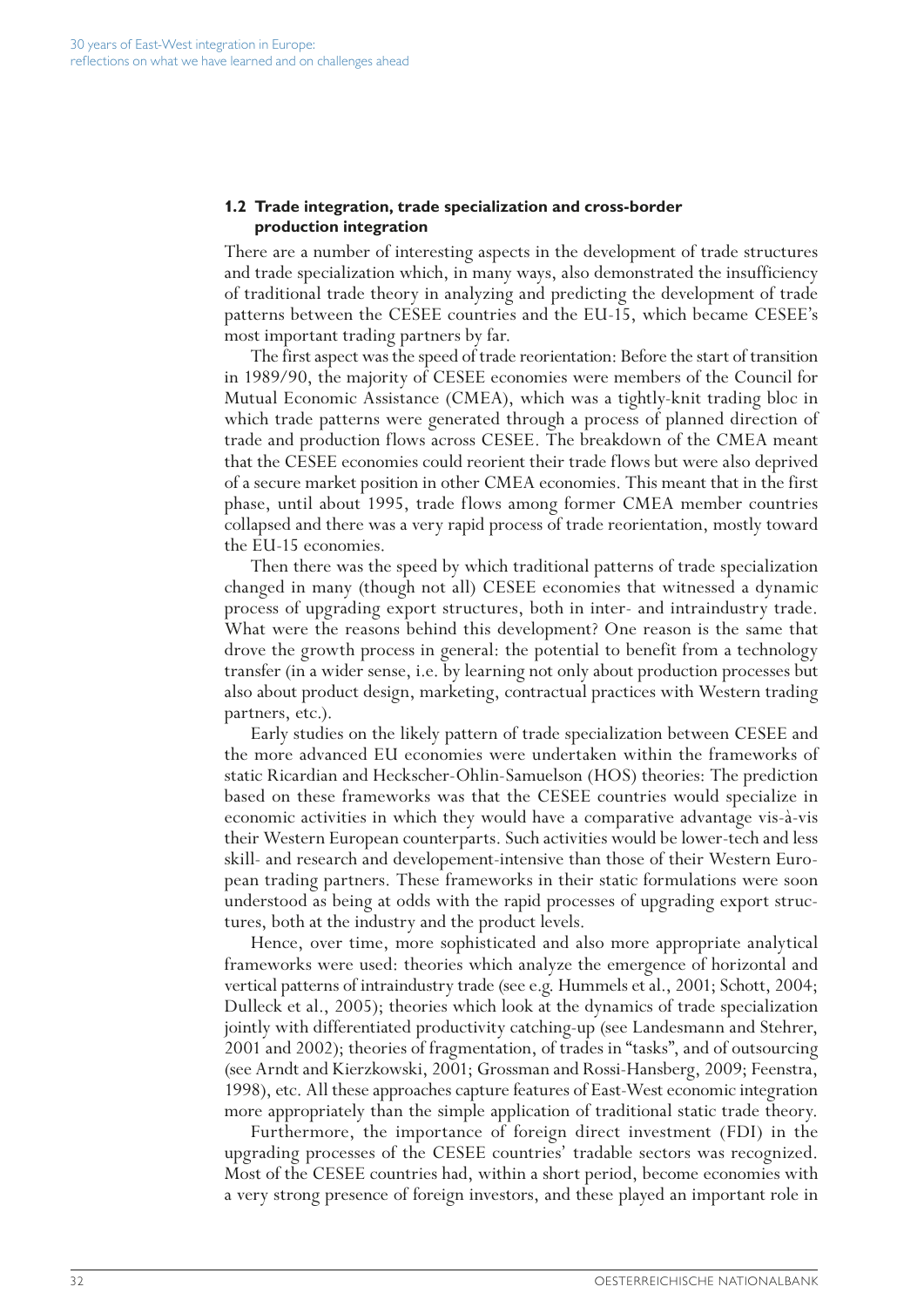### 1.2 Trade integration, trade specialization and cross-border production integration

There are a number of interesting aspects in the development of trade structures and trade specialization which, in many ways, also demonstrated the insufficiency of traditional trade theory in analyzing and predicting the development of trade patterns between the CESEE countries and the EU-15, which became CESEE's most important trading partners by far.

The first aspect was the speed of trade reorientation: Before the start of transition in 1989/90, the majority of CESEE economies were members of the Council for Mutual Economic Assistance (CMEA), which was a tightly-knit trading bloc in which trade patterns were generated through a process of planned direction of trade and production flows across CESEE. The breakdown of the CMEA meant that the CESEE economies could reorient their trade flows but were also deprived of a secure market position in other CMEA economies. This meant that in the first phase, until about 1995, trade flows among former CMEA member countries collapsed and there was a very rapid process of trade reorientation, mostly toward the EU-15 economies.

Then there was the speed by which traditional patterns of trade specialization changed in many (though not all) CESEE economies that witnessed a dynamic process of upgrading export structures, both in inter- and intraindustry trade. What were the reasons behind this development? One reason is the same that drove the growth process in general: the potential to benefit from a technology transfer (in a wider sense, i.e. by learning not only about production processes but also about product design, marketing, contractual practices with Western trading partners, etc.).

Early studies on the likely pattern of trade specialization between CESEE and the more advanced EU economies were undertaken within the frameworks of static Ricardian and Heckscher-Ohlin-Samuelson (HOS) theories: The prediction based on these frameworks was that the CESEE countries would specialize in economic activities in which they would have a comparative advantage vis-à-vis their Western European counterparts. Such activities would be lower-tech and less skill- and research and developement-intensive than those of their Western European trading partners. These frameworks in their static formulations were soon understood as being at odds with the rapid processes of upgrading export structures, both at the industry and the product levels.

Hence, over time, more sophisticated and also more appropriate analytical frameworks were used: theories which analyze the emergence of horizontal and vertical patterns of intraindustry trade (see e.g. Hummels et al., 2001; Schott, 2004; Dulleck et al., 2005); theories which look at the dynamics of trade specialization jointly with differentiated productivity catching-up (see Landesmann and Stehrer, 2001 and 2002); theories of fragmentation, of trades in "tasks", and of outsourcing (see Arndt and Kierzkowski, 2001; Grossman and Rossi-Hansberg, 2009; Feenstra, 1998), etc. All these approaches capture features of East-West economic integration more appropriately than the simple application of traditional static trade theory.

Furthermore, the importance of foreign direct investment (FDI) in the upgrading processes of the CESEE countries' tradable sectors was recognized. Most of the CESEE countries had, within a short period, become economies with a very strong presence of foreign investors, and these played an important role in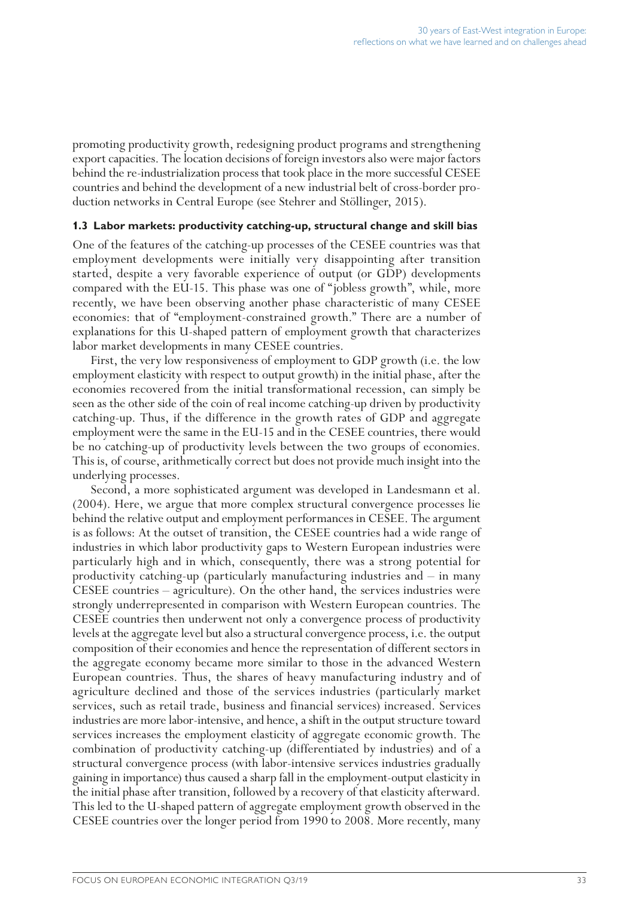promoting productivity growth, redesigning product programs and strengthening export capacities. The location decisions of foreign investors also were major factors behind the re-industrialization process that took place in the more successful CESEE countries and behind the development of a new industrial belt of cross-border production networks in Central Europe (see Stehrer and Stöllinger, 2015).

### 1.3 Labor markets: productivity catching-up, structural change and skill bias

One of the features of the catching-up processes of the CESEE countries was that employment developments were initially very disappointing after transition started, despite a very favorable experience of output (or GDP) developments compared with the EU-15. This phase was one of "jobless growth", while, more recently, we have been observing another phase characteristic of many CESEE economies: that of "employment-constrained growth." There are a number of explanations for this U-shaped pattern of employment growth that characterizes labor market developments in many CESEE countries.

First, the very low responsiveness of employment to GDP growth (i.e. the low employment elasticity with respect to output growth) in the initial phase, after the economies recovered from the initial transformational recession, can simply be seen as the other side of the coin of real income catching-up driven by productivity catching-up. Thus, if the difference in the growth rates of GDP and aggregate employment were the same in the EU-15 and in the CESEE countries, there would be no catching-up of productivity levels between the two groups of economies. This is, of course, arithmetically correct but does not provide much insight into the underlying processes.

Second, a more sophisticated argument was developed in Landesmann et al. (2004). Here, we argue that more complex structural convergence processes lie behind the relative output and employment performances in CESEE. The argument is as follows: At the outset of transition, the CESEE countries had a wide range of industries in which labor productivity gaps to Western European industries were particularly high and in which, consequently, there was a strong potential for productivity catching-up (particularly manufacturing industries and – in many CESEE countries – agriculture). On the other hand, the services industries were strongly underrepresented in comparison with Western European countries. The CESEE countries then underwent not only a convergence process of productivity levels at the aggregate level but also a structural convergence process, i.e. the output composition of their economies and hence the representation of different sectors in the aggregate economy became more similar to those in the advanced Western European countries. Thus, the shares of heavy manufacturing industry and of agriculture declined and those of the services industries (particularly market services, such as retail trade, business and financial services) increased. Services industries are more labor-intensive, and hence, a shift in the output structure toward services increases the employment elasticity of aggregate economic growth. The combination of productivity catching-up (differentiated by industries) and of a structural convergence process (with labor-intensive services industries gradually gaining in importance) thus caused a sharp fall in the employment-output elasticity in the initial phase after transition, followed by a recovery of that elasticity afterward. This led to the U-shaped pattern of aggregate employment growth observed in the CESEE countries over the longer period from 1990 to 2008. More recently, many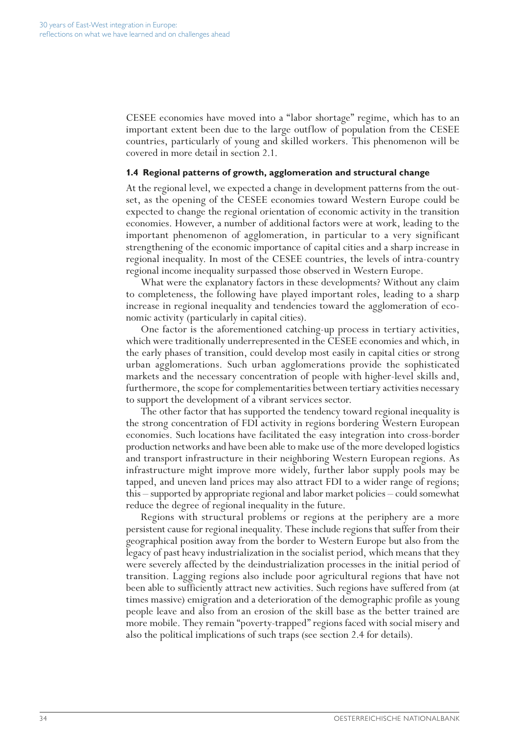CESEE economies have moved into a "labor shortage" regime, which has to an important extent been due to the large outflow of population from the CESEE countries, particularly of young and skilled workers. This phenomenon will be covered in more detail in section 2.1.

### 1.4 Regional patterns of growth, agglomeration and structural change

At the regional level, we expected a change in development patterns from the outset, as the opening of the CESEE economies toward Western Europe could be expected to change the regional orientation of economic activity in the transition economies. However, a number of additional factors were at work, leading to the important phenomenon of agglomeration, in particular to a very significant strengthening of the economic importance of capital cities and a sharp increase in regional inequality. In most of the CESEE countries, the levels of intra-country regional income inequality surpassed those observed in Western Europe.

What were the explanatory factors in these developments? Without any claim to completeness, the following have played important roles, leading to a sharp increase in regional inequality and tendencies toward the agglomeration of economic activity (particularly in capital cities).

One factor is the aforementioned catching-up process in tertiary activities, which were traditionally underrepresented in the CESEE economies and which, in the early phases of transition, could develop most easily in capital cities or strong urban agglomerations. Such urban agglomerations provide the sophisticated markets and the necessary concentration of people with higher-level skills and, furthermore, the scope for complementarities between tertiary activities necessary to support the development of a vibrant services sector.

The other factor that has supported the tendency toward regional inequality is the strong concentration of FDI activity in regions bordering Western European economies. Such locations have facilitated the easy integration into cross-border production networks and have been able to make use of the more developed logistics and transport infrastructure in their neighboring Western European regions. As infrastructure might improve more widely, further labor supply pools may be tapped, and uneven land prices may also attract FDI to a wider range of regions; this – supported by appropriate regional and labor market policies – could somewhat reduce the degree of regional inequality in the future.

Regions with structural problems or regions at the periphery are a more persistent cause for regional inequality. These include regions that suffer from their geographical position away from the border to Western Europe but also from the legacy of past heavy industrialization in the socialist period, which means that they were severely affected by the deindustrialization processes in the initial period of transition. Lagging regions also include poor agricultural regions that have not been able to sufficiently attract new activities. Such regions have suffered from (at times massive) emigration and a deterioration of the demographic profile as young people leave and also from an erosion of the skill base as the better trained are more mobile. They remain "poverty-trapped" regions faced with social misery and also the political implications of such traps (see section 2.4 for details).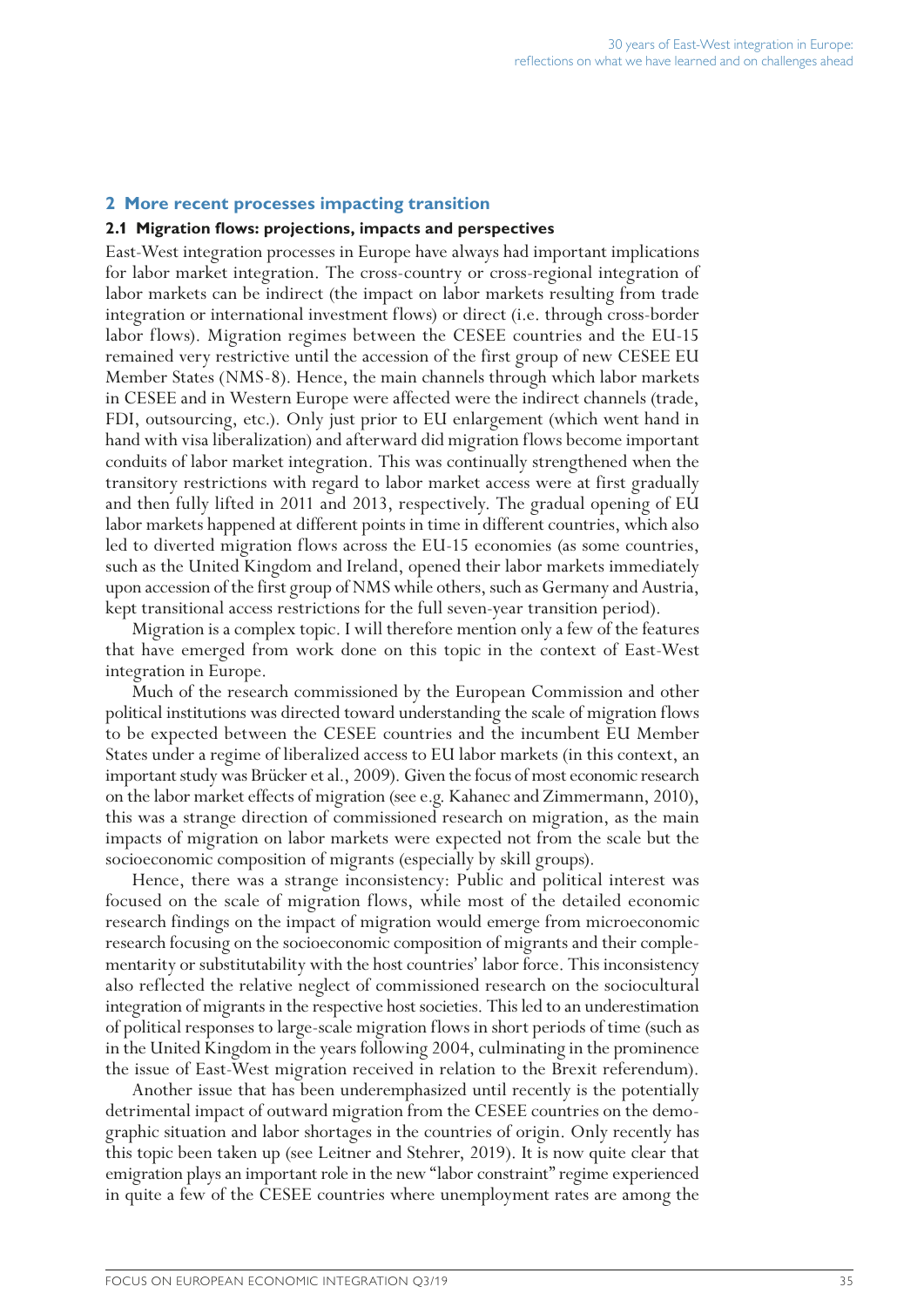## 2 More recent processes impacting transition

### 2.1 Migration flows: projections, impacts and perspectives

East-West integration processes in Europe have always had important implications for labor market integration. The cross-country or cross-regional integration of labor markets can be indirect (the impact on labor markets resulting from trade integration or international investment flows) or direct (i.e. through cross-border labor flows). Migration regimes between the CESEE countries and the EU-15 remained very restrictive until the accession of the first group of new CESEE EU Member States (NMS-8). Hence, the main channels through which labor markets in CESEE and in Western Europe were affected were the indirect channels (trade, FDI, outsourcing, etc.). Only just prior to EU enlargement (which went hand in hand with visa liberalization) and afterward did migration flows become important conduits of labor market integration. This was continually strengthened when the transitory restrictions with regard to labor market access were at first gradually and then fully lifted in 2011 and 2013, respectively. The gradual opening of EU labor markets happened at different points in time in different countries, which also led to diverted migration flows across the EU-15 economies (as some countries, such as the United Kingdom and Ireland, opened their labor markets immediately upon accession of the first group of NMS while others, such as Germany and Austria, kept transitional access restrictions for the full seven-year transition period).

Migration is a complex topic. I will therefore mention only a few of the features that have emerged from work done on this topic in the context of East-West integration in Europe.

Much of the research commissioned by the European Commission and other political institutions was directed toward understanding the scale of migration flows to be expected between the CESEE countries and the incumbent EU Member States under a regime of liberalized access to EU labor markets (in this context, an important study was Brücker et al., 2009). Given the focus of most economic research on the labor market effects of migration (see e.g. Kahanec and Zimmermann, 2010), this was a strange direction of commissioned research on migration, as the main impacts of migration on labor markets were expected not from the scale but the socioeconomic composition of migrants (especially by skill groups).

Hence, there was a strange inconsistency: Public and political interest was focused on the scale of migration flows, while most of the detailed economic research findings on the impact of migration would emerge from microeconomic research focusing on the socioeconomic composition of migrants and their complementarity or substitutability with the host countries' labor force. This inconsistency also reflected the relative neglect of commissioned research on the sociocultural integration of migrants in the respective host societies. This led to an underestimation of political responses to large-scale migration flows in short periods of time (such as in the United Kingdom in the years following 2004, culminating in the prominence the issue of East-West migration received in relation to the Brexit referendum).

Another issue that has been underemphasized until recently is the potentially detrimental impact of outward migration from the CESEE countries on the demographic situation and labor shortages in the countries of origin. Only recently has this topic been taken up (see Leitner and Stehrer, 2019). It is now quite clear that emigration plays an important role in the new "labor constraint" regime experienced in quite a few of the CESEE countries where unemployment rates are among the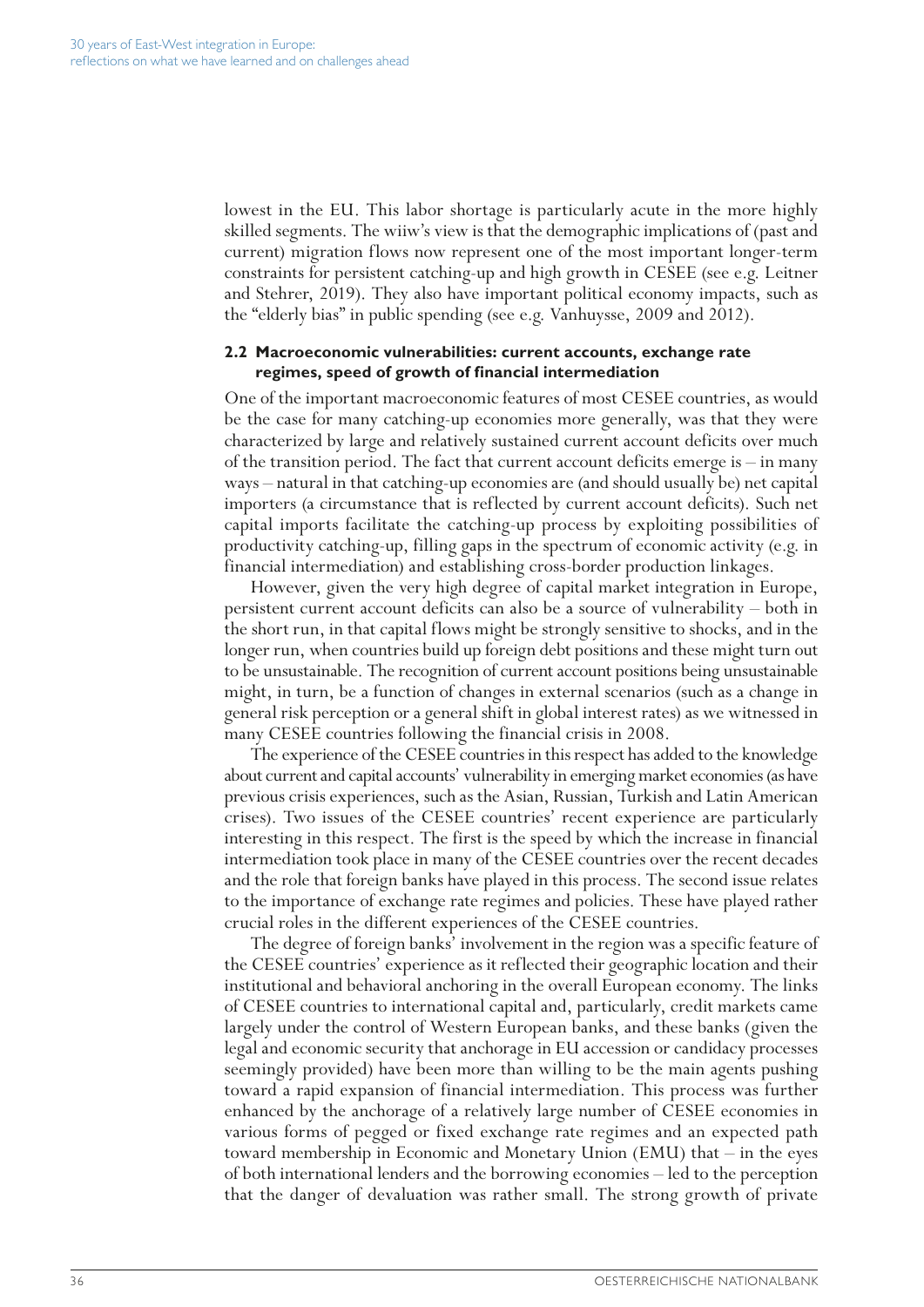lowest in the EU. This labor shortage is particularly acute in the more highly skilled segments. The wiiw's view is that the demographic implications of (past and current) migration flows now represent one of the most important longer-term constraints for persistent catching-up and high growth in CESEE (see e.g. Leitner and Stehrer, 2019). They also have important political economy impacts, such as the "elderly bias" in public spending (see e.g. Vanhuysse, 2009 and 2012).

### 2.2 Macroeconomic vulnerabilities: current accounts, exchange rate regimes, speed of growth of financial intermediation

One of the important macroeconomic features of most CESEE countries, as would be the case for many catching-up economies more generally, was that they were characterized by large and relatively sustained current account deficits over much of the transition period. The fact that current account deficits emerge is – in many ways – natural in that catching-up economies are (and should usually be) net capital importers (a circumstance that is reflected by current account deficits). Such net capital imports facilitate the catching-up process by exploiting possibilities of productivity catching-up, filling gaps in the spectrum of economic activity (e.g. in financial intermediation) and establishing cross-border production linkages.

However, given the very high degree of capital market integration in Europe, persistent current account deficits can also be a source of vulnerability – both in the short run, in that capital flows might be strongly sensitive to shocks, and in the longer run, when countries build up foreign debt positions and these might turn out to be unsustainable. The recognition of current account positions being unsustainable might, in turn, be a function of changes in external scenarios (such as a change in general risk perception or a general shift in global interest rates) as we witnessed in many CESEE countries following the financial crisis in 2008.

The experience of the CESEE countries in this respect has added to the knowledge about current and capital accounts' vulnerability in emerging market economies (as have previous crisis experiences, such as the Asian, Russian, Turkish and Latin American crises). Two issues of the CESEE countries' recent experience are particularly interesting in this respect. The first is the speed by which the increase in financial intermediation took place in many of the CESEE countries over the recent decades and the role that foreign banks have played in this process. The second issue relates to the importance of exchange rate regimes and policies. These have played rather crucial roles in the different experiences of the CESEE countries.

The degree of foreign banks' involvement in the region was a specific feature of the CESEE countries' experience as it reflected their geographic location and their institutional and behavioral anchoring in the overall European economy. The links of CESEE countries to international capital and, particularly, credit markets came largely under the control of Western European banks, and these banks (given the legal and economic security that anchorage in EU accession or candidacy processes seemingly provided) have been more than willing to be the main agents pushing toward a rapid expansion of financial intermediation. This process was further enhanced by the anchorage of a relatively large number of CESEE economies in various forms of pegged or fixed exchange rate regimes and an expected path toward membership in Economic and Monetary Union (EMU) that – in the eyes of both international lenders and the borrowing economies – led to the perception that the danger of devaluation was rather small. The strong growth of private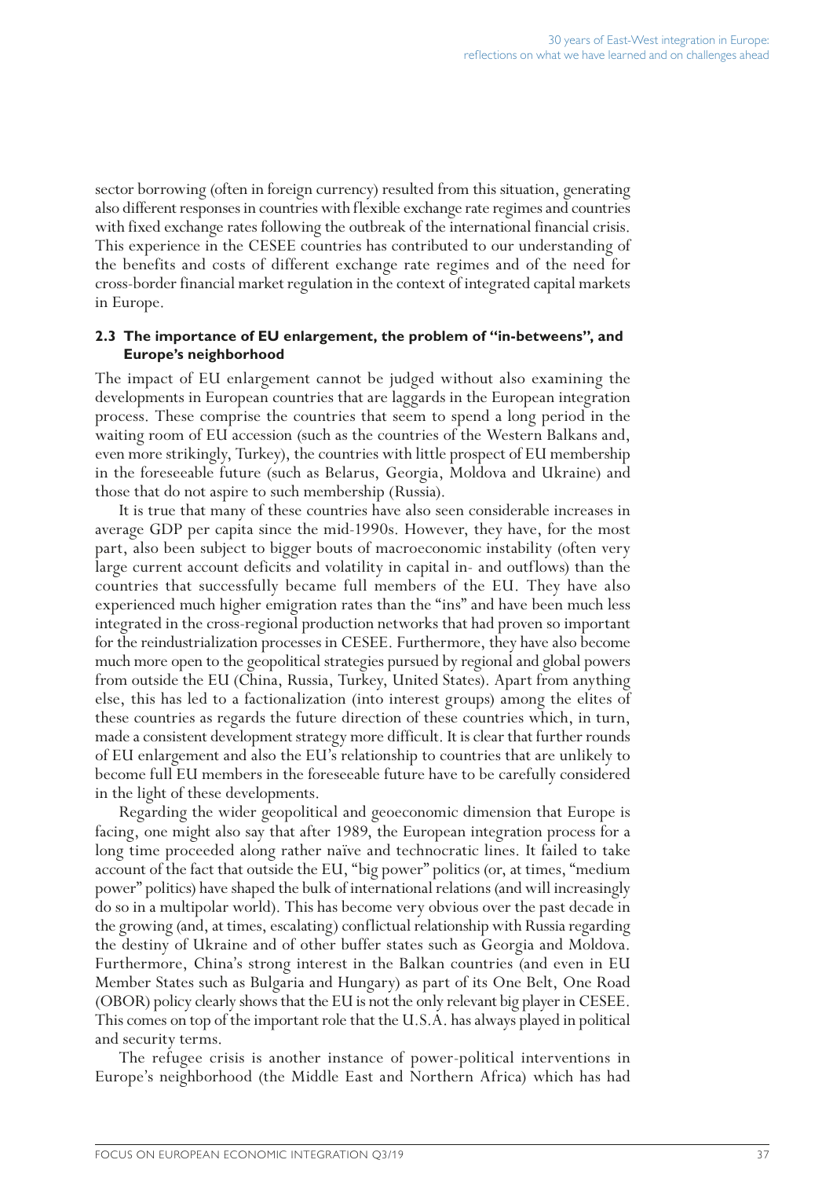sector borrowing (often in foreign currency) resulted from this situation, generating also different responses in countries with flexible exchange rate regimes and countries with fixed exchange rates following the outbreak of the international financial crisis. This experience in the CESEE countries has contributed to our understanding of the benefits and costs of different exchange rate regimes and of the need for cross-border financial market regulation in the context of integrated capital markets in Europe.

### 2.3 The importance of EU enlargement, the problem of "in-betweens", and Europe's neighborhood

The impact of EU enlargement cannot be judged without also examining the developments in European countries that are laggards in the European integration process. These comprise the countries that seem to spend a long period in the waiting room of EU accession (such as the countries of the Western Balkans and, even more strikingly, Turkey), the countries with little prospect of EU membership in the foreseeable future (such as Belarus, Georgia, Moldova and Ukraine) and those that do not aspire to such membership (Russia).

It is true that many of these countries have also seen considerable increases in average GDP per capita since the mid-1990s. However, they have, for the most part, also been subject to bigger bouts of macroeconomic instability (often very large current account deficits and volatility in capital in- and outflows) than the countries that successfully became full members of the EU. They have also experienced much higher emigration rates than the "ins" and have been much less integrated in the cross-regional production networks that had proven so important for the reindustrialization processes in CESEE. Furthermore, they have also become much more open to the geopolitical strategies pursued by regional and global powers from outside the EU (China, Russia, Turkey, United States). Apart from anything else, this has led to a factionalization (into interest groups) among the elites of these countries as regards the future direction of these countries which, in turn, made a consistent development strategy more difficult. It is clear that further rounds of EU enlargement and also the EU's relationship to countries that are unlikely to become full EU members in the foreseeable future have to be carefully considered in the light of these developments.

Regarding the wider geopolitical and geoeconomic dimension that Europe is facing, one might also say that after 1989, the European integration process for a long time proceeded along rather naïve and technocratic lines. It failed to take account of the fact that outside the EU, "big power" politics (or, at times, "medium power" politics) have shaped the bulk of international relations (and will increasingly do so in a multipolar world). This has become very obvious over the past decade in the growing (and, at times, escalating) conflictual relationship with Russia regarding the destiny of Ukraine and of other buffer states such as Georgia and Moldova. Furthermore, China's strong interest in the Balkan countries (and even in EU Member States such as Bulgaria and Hungary) as part of its One Belt, One Road (OBOR) policy clearly shows that the EU is not the only relevant big player in CESEE. This comes on top of the important role that the U.S.A. has always played in political and security terms.

The refugee crisis is another instance of power-political interventions in Europe's neighborhood (the Middle East and Northern Africa) which has had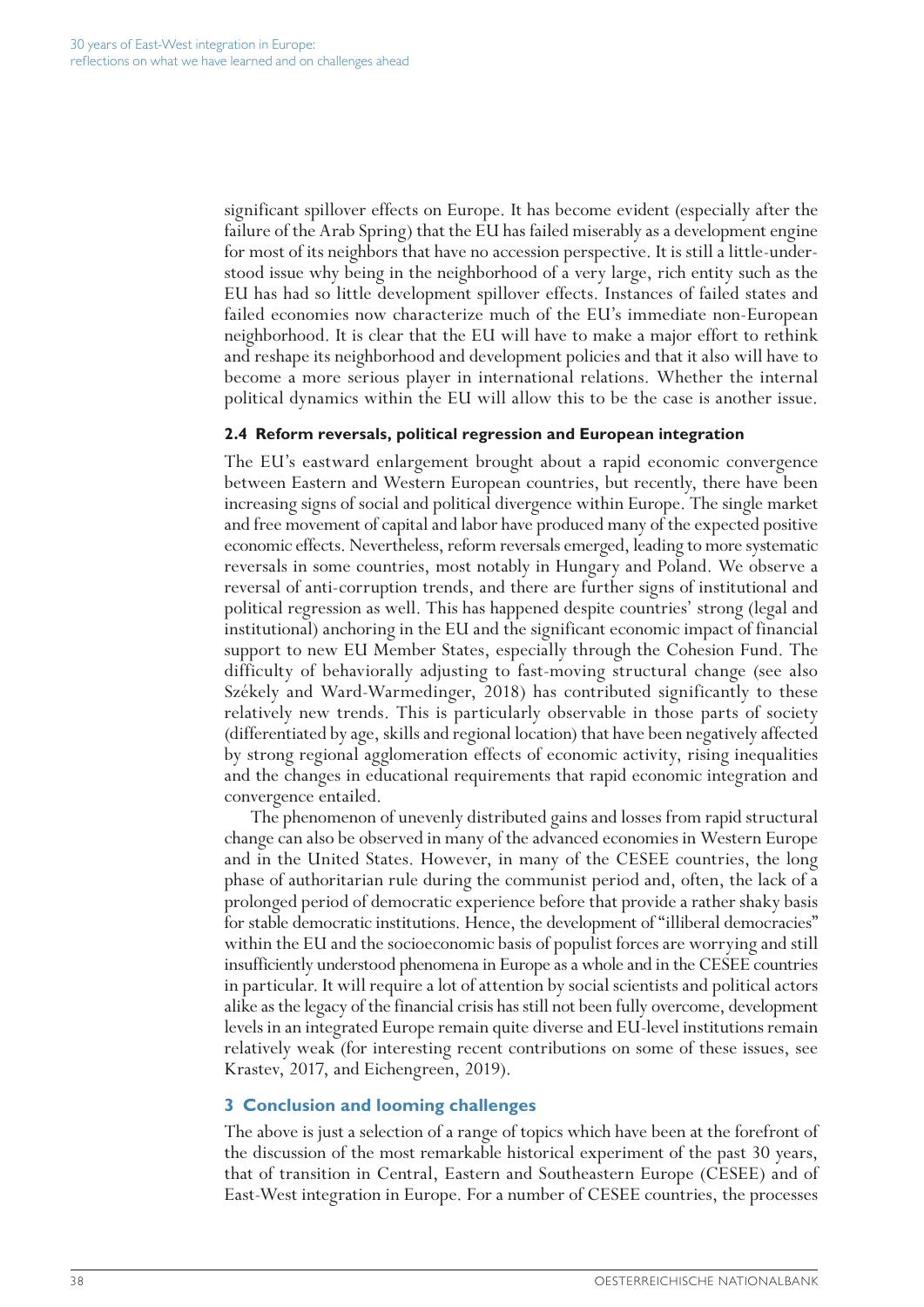significant spillover effects on Europe. It has become evident (especially after the failure of the Arab Spring) that the EU has failed miserably as a development engine for most of its neighbors that have no accession perspective. It is still a little-understood issue why being in the neighborhood of a very large, rich entity such as the EU has had so little development spillover effects. Instances of failed states and failed economies now characterize much of the EU's immediate non-European neighborhood. It is clear that the EU will have to make a major effort to rethink and reshape its neighborhood and development policies and that it also will have to become a more serious player in international relations. Whether the internal political dynamics within the EU will allow this to be the case is another issue.

### 2.4 Reform reversals, political regression and European integration

The EU's eastward enlargement brought about a rapid economic convergence between Eastern and Western European countries, but recently, there have been increasing signs of social and political divergence within Europe. The single market and free movement of capital and labor have produced many of the expected positive economic effects. Nevertheless, reform reversals emerged, leading to more systematic reversals in some countries, most notably in Hungary and Poland. We observe a reversal of anti-corruption trends, and there are further signs of institutional and political regression as well. This has happened despite countries' strong (legal and institutional) anchoring in the EU and the significant economic impact of financial support to new EU Member States, especially through the Cohesion Fund. The difficulty of behaviorally adjusting to fast-moving structural change (see also Székely and Ward-Warmedinger, 2018) has contributed significantly to these relatively new trends. This is particularly observable in those parts of society (differentiated by age, skills and regional location) that have been negatively affected by strong regional agglomeration effects of economic activity, rising inequalities and the changes in educational requirements that rapid economic integration and convergence entailed.

The phenomenon of unevenly distributed gains and losses from rapid structural change can also be observed in many of the advanced economies in Western Europe and in the United States. However, in many of the CESEE countries, the long phase of authoritarian rule during the communist period and, often, the lack of a prolonged period of democratic experience before that provide a rather shaky basis for stable democratic institutions. Hence, the development of "illiberal democracies" within the EU and the socioeconomic basis of populist forces are worrying and still insufficiently understood phenomena in Europe as a whole and in the CESEE countries in particular. It will require a lot of attention by social scientists and political actors alike as the legacy of the financial crisis has still not been fully overcome, development levels in an integrated Europe remain quite diverse and EU-level institutions remain relatively weak (for interesting recent contributions on some of these issues, see Krastev, 2017, and Eichengreen, 2019).

## 3 Conclusion and looming challenges

The above is just a selection of a range of topics which have been at the forefront of the discussion of the most remarkable historical experiment of the past 30 years, that of transition in Central, Eastern and Southeastern Europe (CESEE) and of East-West integration in Europe. For a number of CESEE countries, the processes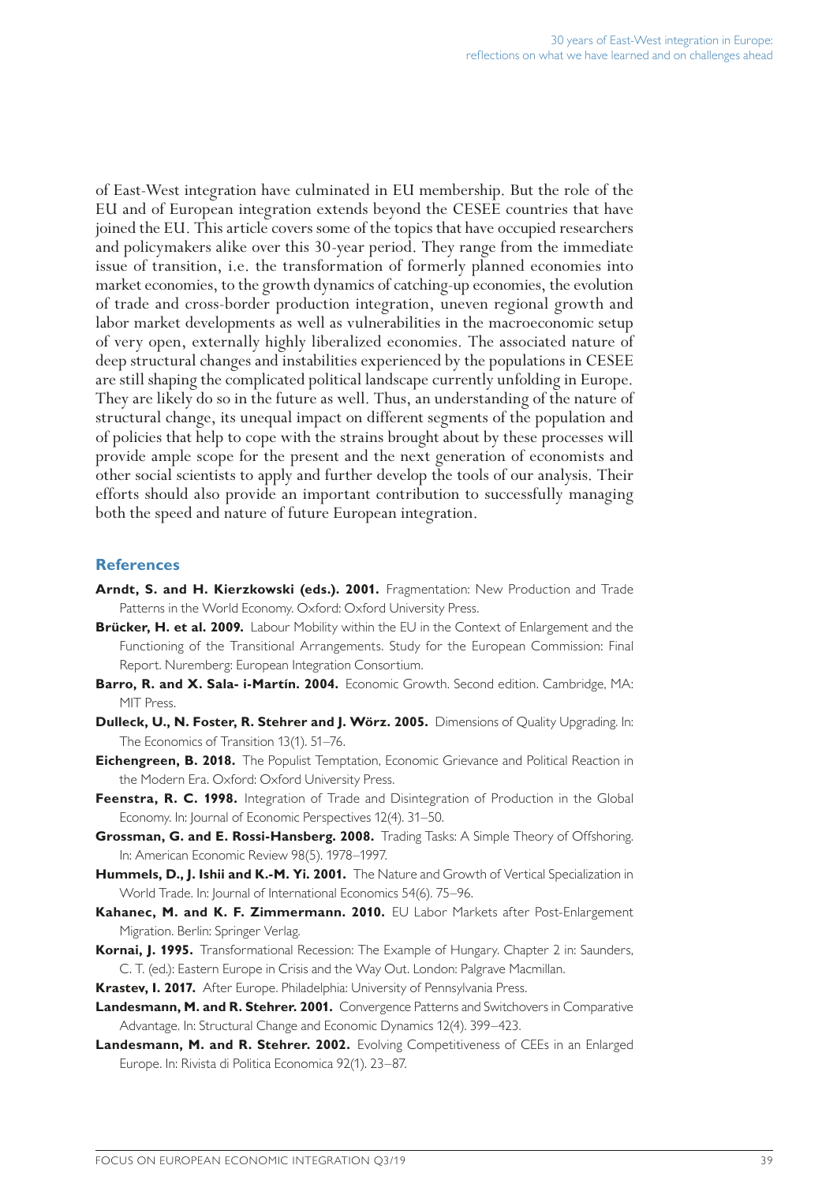of East-West integration have culminated in EU membership. But the role of the EU and of European integration extends beyond the CESEE countries that have joined the EU. This article covers some of the topics that have occupied researchers and policymakers alike over this 30-year period. They range from the immediate issue of transition, i.e. the transformation of formerly planned economies into market economies, to the growth dynamics of catching-up economies, the evolution of trade and cross-border production integration, uneven regional growth and labor market developments as well as vulnerabilities in the macroeconomic setup of very open, externally highly liberalized economies. The associated nature of deep structural changes and instabilities experienced by the populations in CESEE are still shaping the complicated political landscape currently unfolding in Europe. They are likely do so in the future as well. Thus, an understanding of the nature of structural change, its unequal impact on different segments of the population and of policies that help to cope with the strains brought about by these processes will provide ample scope for the present and the next generation of economists and other social scientists to apply and further develop the tools of our analysis. Their efforts should also provide an important contribution to successfully managing both the speed and nature of future European integration.

## References

**Arndt, S. and H. Kierzkowski (eds.). 2001.** Fragmentation: New Production and Trade Patterns in the World Economy. Oxford: Oxford University Press.

**Brücker, H. et al. 2009.** Labour Mobility within the EU in the Context of Enlargement and the Functioning of the Transitional Arrangements. Study for the European Commission: Final Report. Nuremberg: European Integration Consortium.

**Barro, R. and X. Sala- i-Martín. 2004.** Economic Growth. Second edition. Cambridge, MA: MIT Press.

**Dulleck, U., N. Foster, R. Stehrer and J. Wörz. 2005.** Dimensions of Quality Upgrading. In: The Economics of Transition 13(1). 51–76.

**Eichengreen, B. 2018.** The Populist Temptation, Economic Grievance and Political Reaction in the Modern Era. Oxford: Oxford University Press.

**Feenstra, R. C. 1998.** Integration of Trade and Disintegration of Production in the Global Economy. In: Journal of Economic Perspectives 12(4). 31–50.

**Grossman, G. and E. Rossi-Hansberg. 2008.** Trading Tasks: A Simple Theory of Offshoring. In: American Economic Review 98(5). 1978–1997.

**Hummels, D., J. Ishii and K.-M. Yi. 2001.** The Nature and Growth of Vertical Specialization in World Trade. In: Journal of International Economics 54(6). 75–96.

**Kahanec, M. and K. F. Zimmermann. 2010.** EU Labor Markets after Post-Enlargement Migration. Berlin: Springer Verlag.

**Kornai, J. 1995.** Transformational Recession: The Example of Hungary. Chapter 2 in: Saunders, C. T. (ed.): Eastern Europe in Crisis and the Way Out. London: Palgrave Macmillan.

**Krastev, I. 2017.** After Europe. Philadelphia: University of Pennsylvania Press.

**Landesmann, M. and R. Stehrer. 2001.** Convergence Patterns and Switchovers in Comparative Advantage. In: Structural Change and Economic Dynamics 12(4). 399–423.

**Landesmann, M. and R. Stehrer. 2002.** Evolving Competitiveness of CEEs in an Enlarged Europe. In: Rivista di Politica Economica 92(1). 23–87.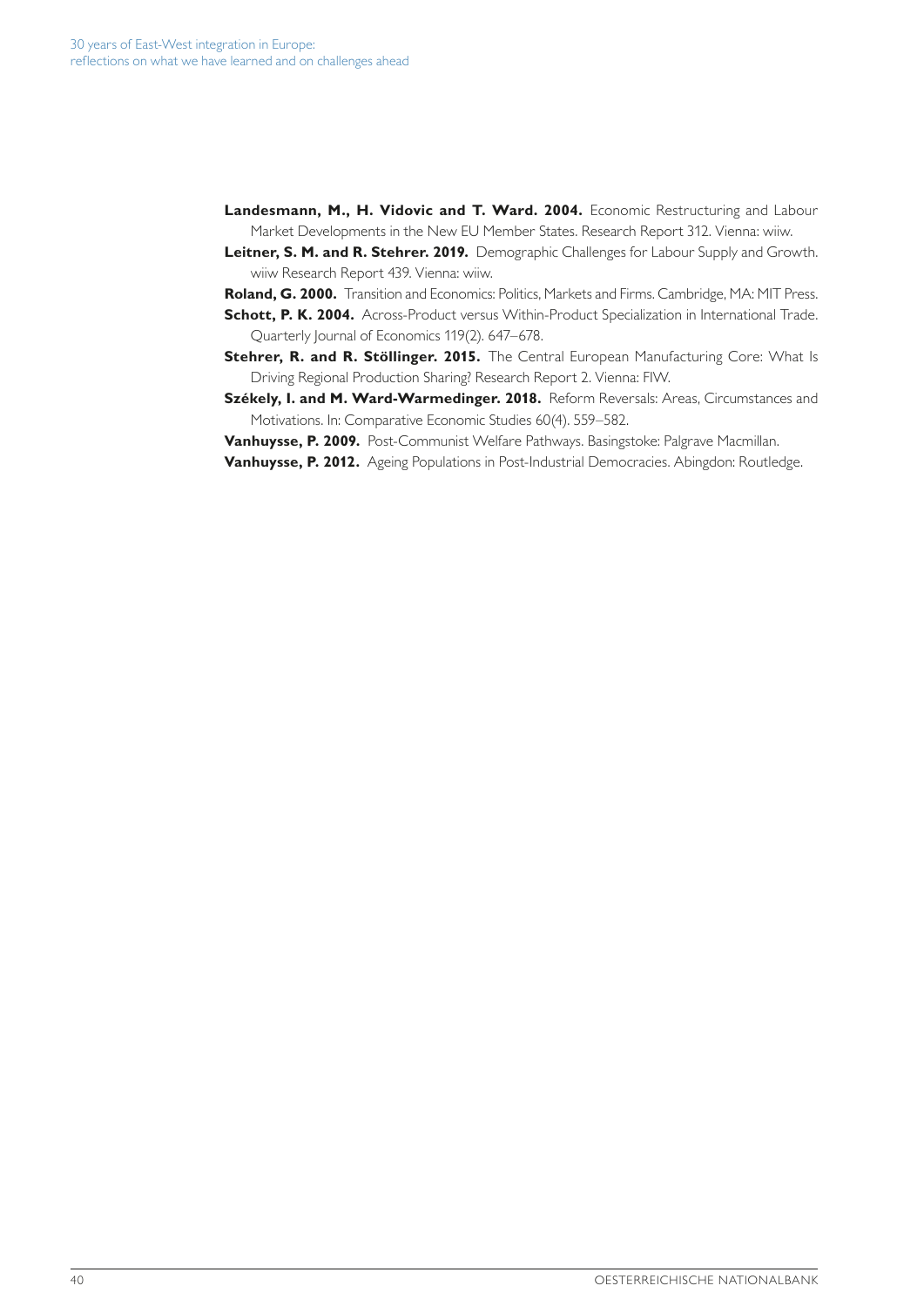**Landesmann, M., H. Vidovic and T. Ward. 2004.** Economic Restructuring and Labour Market Developments in the New EU Member States. Research Report 312. Vienna: wiiw.

**Leitner, S. M. and R. Stehrer. 2019.** Demographic Challenges for Labour Supply and Growth. wiiw Research Report 439. Vienna: wiiw.

**Roland, G. 2000.** Transition and Economics: Politics, Markets and Firms. Cambridge, MA: MIT Press.

**Schott, P. K. 2004.** Across-Product versus Within-Product Specialization in International Trade. Quarterly Journal of Economics 119(2). 647–678.

**Stehrer, R. and R. Stöllinger. 2015.** The Central European Manufacturing Core: What Is Driving Regional Production Sharing? Research Report 2. Vienna: FIW.

**Székely, I. and M. Ward-Warmedinger. 2018.** Reform Reversals: Areas, Circumstances and Motivations. In: Comparative Economic Studies 60(4). 559–582.

**Vanhuysse, P. 2009.** Post-Communist Welfare Pathways. Basingstoke: Palgrave Macmillan.

**Vanhuysse, P. 2012.** Ageing Populations in Post-Industrial Democracies. Abingdon: Routledge.